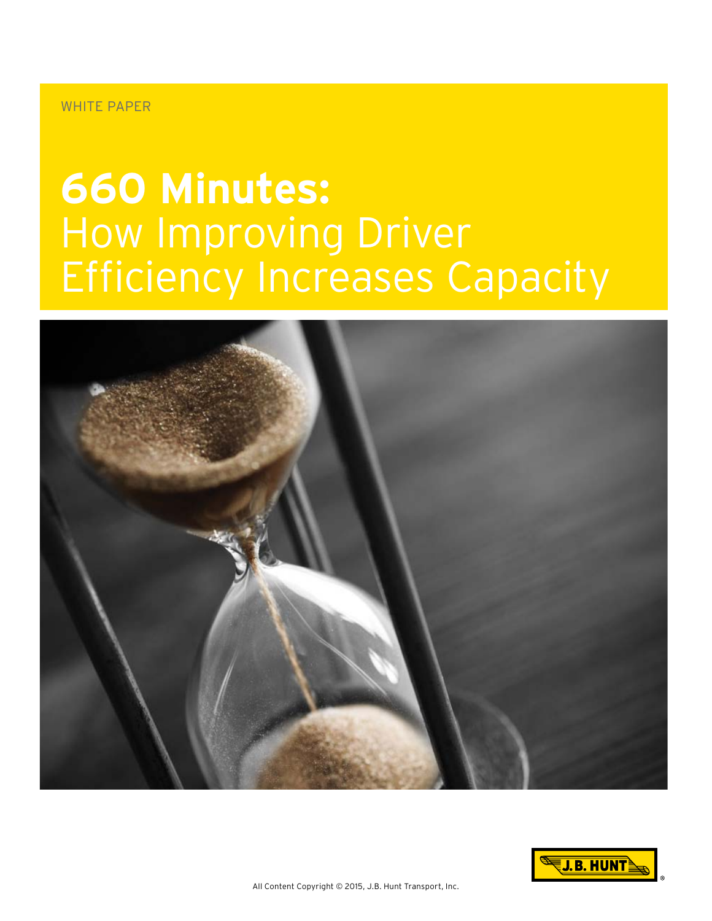WHITE PAPER

# 660 Minutes: How Improving Driver Efficiency Increases Capacity

All Content Copyright © 2015, J.B. Hunt Transport, Inc.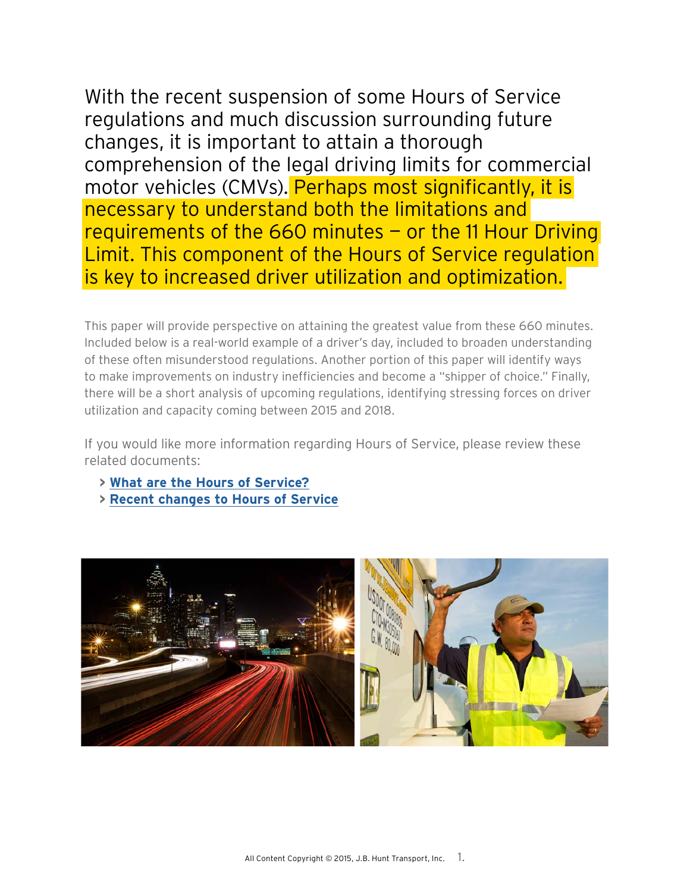With the recent suspension of some Hours of Service regulations and much discussion surrounding future changes, it is important to attain a thorough comprehension of the legal driving limits for commercial motor vehicles (CMVs). Perhaps most significantly, it is necessary to understand both the limitations and requirements of the 660 minutes — or the 11 Hour Driving Limit. This component of the Hours of Service regulation is key to increased driver utilization and optimization.

This paper will provide perspective on attaining the greatest value from these 660 minutes. Included below is a real-world example of a driver's day, included to broaden understanding of these often misunderstood regulations. Another portion of this paper will identify ways to make improvements on industry inefficiencies and become a "shipper of choice." Finally, there will be a short analysis of upcoming regulations, identifying stressing forces on driver utilization and capacity coming between 2015 and 2018.

If you would like more information regarding Hours of Service, please review these related documents:

- **What are the Hours of Service?**
- **Recent changes to Hours of Service**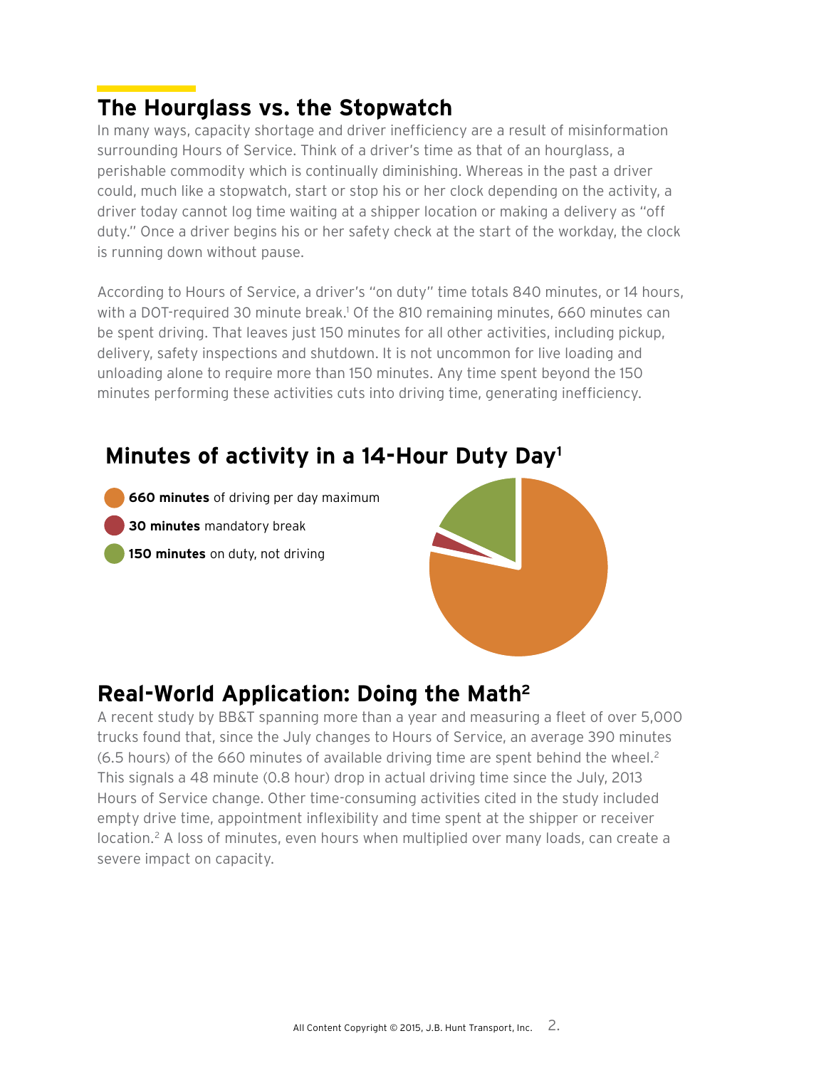## The Hourglass vs. the Stopwatch

In many ways, capacity shortage and driver inefficiency are a result of misinformation surrounding Hours of Service. Think of a driver's time as that of an hourglass, a perishable commodity which is continually diminishing. Whereas in the past a driver could, much like a stopwatch, start or stop his or her clock depending on the activity, a driver today cannot log time waiting at a shipper location or making a delivery as "off duty." Once a driver begins his or her safety check at the start of the workday, the clock is running down without pause.

According to Hours of Service, a driver's "on duty" time totals 840 minutes, or 14 hours, with a DOT-required 30 minute break.[1] Of the 810 remaining minutes, 660 minutes can be spent driving. That leaves just 150 minutes for all other activities, including pickup, delivery, safety inspections and shutdown. It is not uncommon for live loading and unloading alone to require more than 150 minutes. Any time spent beyond the 150 minutes performing these activities cuts into driving time, generating inefficiency.

### Minutes of activity in a 14-Hour Duty Day[1]

- **660 minutes** of driving per day maximum
- **30 minutes** mandatory break
- **150 minutes** on duty, not driving

## Real-World Application: Doing the Math[2]

A recent study by BB&T spanning more than a year and measuring a fleet of over 5,000 trucks found that, since the July changes to Hours of Service, an average 390 minutes (6.5 hours) of the 660 minutes of available driving time are spent behind the wheel.[2] This signals a 48 minute (0.8 hour) drop in actual driving time since the July, 2013 Hours of Service change. Other time-consuming activities cited in the study included empty drive time, appointment inflexibility and time spent at the shipper or receiver location.[2] A loss of minutes, even hours when multiplied over many loads, can create a severe impact on capacity.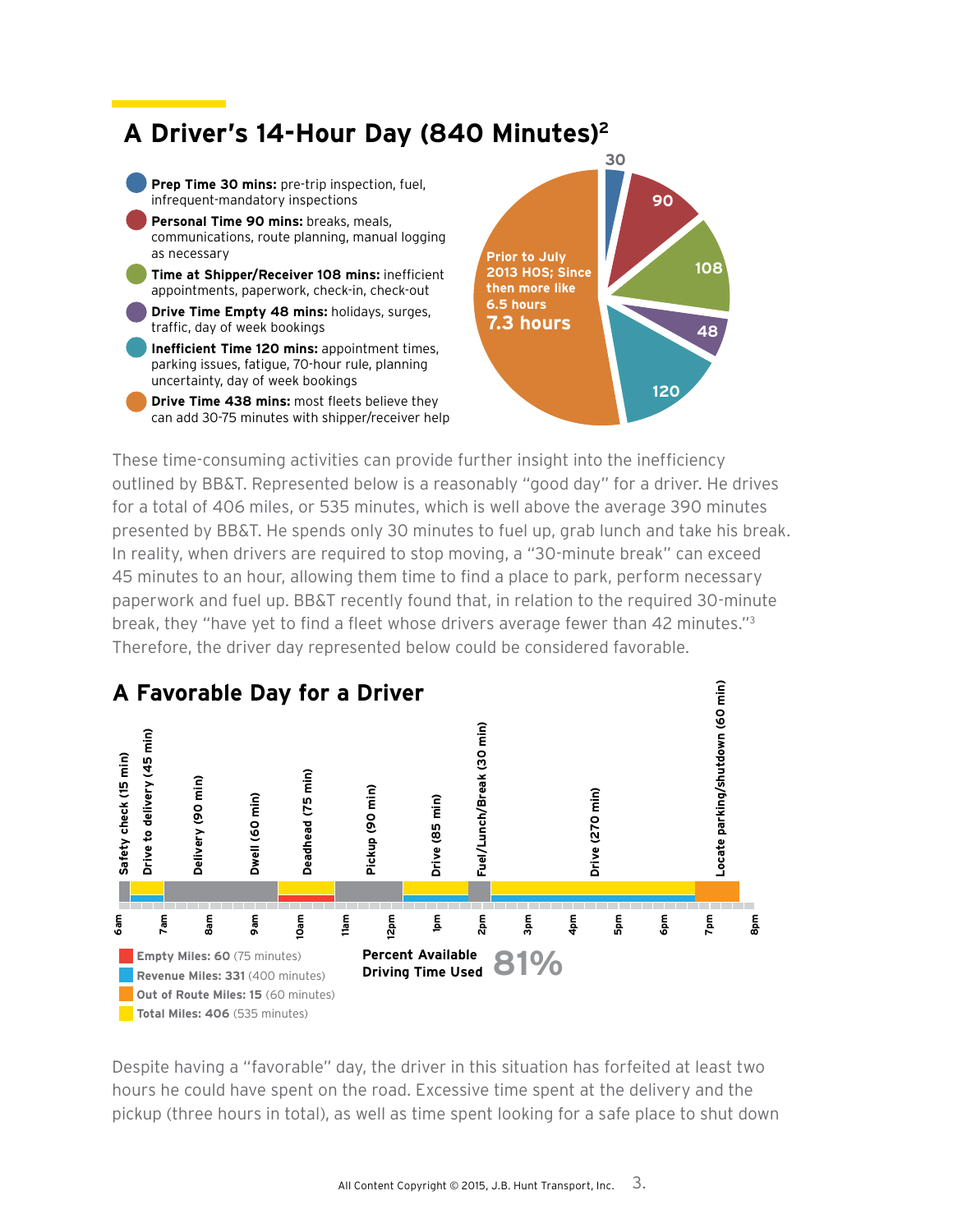## A Driver's 14-Hour Day (840 Minutes)[2]

- **Prep Time 30 mins:** pre-trip inspection, fuel, infrequent-mandatory inspections
- **Personal Time 90 mins:** breaks, meals, communications, route planning, manual logging as necessary
- **Time at Shipper/Receiver 108 mins:** inefficient appointments, paperwork, check-in, check-out
- **Drive Time Empty 48 mins:** holidays, surges, traffic, day of week bookings
- **Inefficient Time 120 mins:** appointment times, parking issues, fatigue, 70-hour rule, planning uncertainty, day of week bookings
- **Drive Time 438 mins:** most fleets believe they can add 30-75 minutes with shipper/receiver help

30 | 90 | 108 | 48 | 120

Prior to July 2013 HOS; Since then more like 6.5 hours

**7.3 hours**

These time-consuming activities can provide further insight into the inefficiency outlined by BB&T. Represented below is a reasonably "good day" for a driver. He drives for a total of 406 miles, or 535 minutes, which is well above the average 390 minutes presented by BB&T. He spends only 30 minutes to fuel up, grab lunch and take his break. In reality, when drivers are required to stop moving, a "30-minute break" can exceed 45 minutes to an hour, allowing them time to find a place to park, perform necessary paperwork and fuel up. BB&T recently found that, in relation to the required 30-minute break, they "have yet to find a fleet whose drivers average fewer than 42 minutes."[3] Therefore, the driver day represented below could be considered favorable.

## A Favorable Day for a Driver

Safety check (15 min) | Drive to delivery (45 min) | Delivery (90 min) | Dwell (60 min) | Deadhead (75 min) | Pickup (90 min) | Drive (85 min) | Fuel/Lunch/Break (30 min) | Drive (270 min) | Locate parking/shutdown (60 min)

6am | 7am | 8am | 9am | 10am | 11am | 12pm | 1pm | 2pm | 3pm | 4pm | 5pm | 6pm | 7pm | 8pm

- **Empty Miles: 60** (75 minutes)
- **Revenue Miles: 331** (400 minutes)
- **Out of Route Miles: 15** (60 minutes)
- **Total Miles: 406** (535 minutes)

**Percent Available Driving Time Used** **81%**

Despite having a "favorable" day, the driver in this situation has forfeited at least two hours he could have spent on the road. Excessive time spent at the delivery and the pickup (three hours in total), as well as time spent looking for a safe place to shut down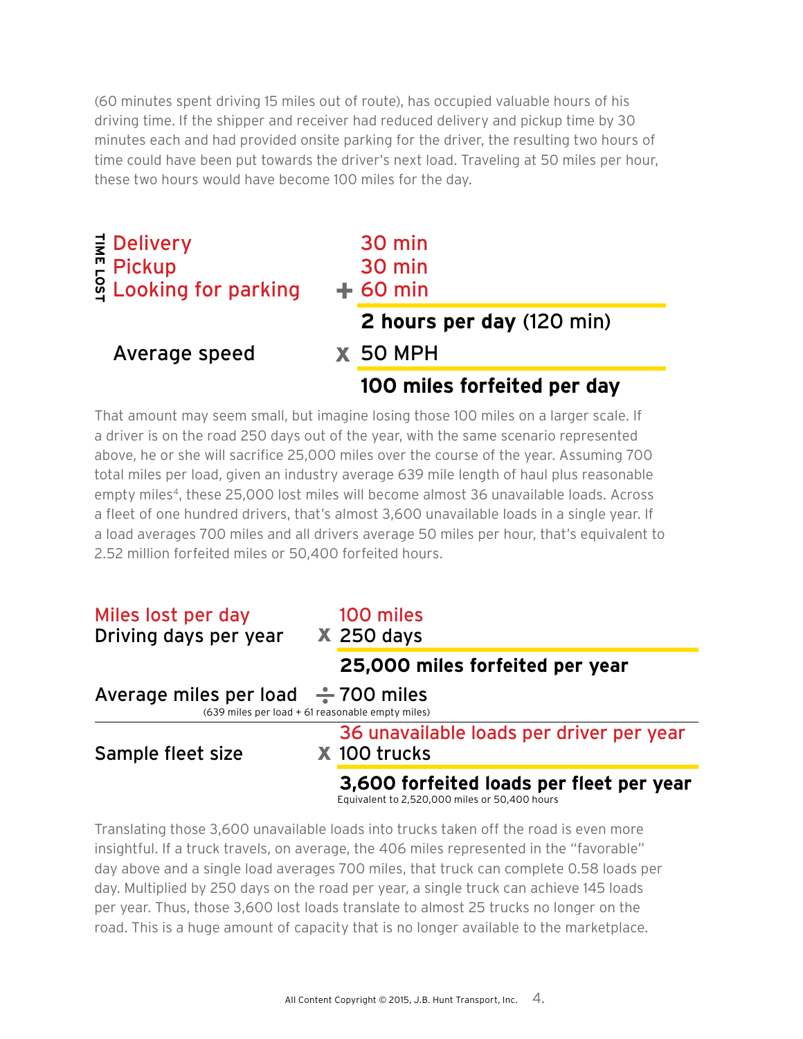(60 minutes spent driving 15 miles out of route), has occupied valuable hours of his driving time. If the shipper and receiver had reduced delivery and pickup time by 30 minutes each and had provided onsite parking for the driver, the resulting two hours of time could have been put towards the driver's next load. Traveling at 50 miles per hour, these two hours would have become 100 miles for the day.

| TIME LOST | | |
|---|---|---|
| Delivery | | 30 min |
| Pickup | | 30 min |
| Looking for parking | + | 60 min |
| | | **2 hours per day** (120 min) |
| Average speed | x | 50 MPH |
| | | **100 miles forfeited per day** |

That amount may seem small, but imagine losing those 100 miles on a larger scale. If a driver is on the road 250 days out of the year, with the same scenario represented above, he or she will sacrifice 25,000 miles over the course of the year. Assuming 700 total miles per load, given an industry average 639 mile length of haul plus reasonable empty miles[4], these 25,000 lost miles will become almost 36 unavailable loads. Across a fleet of one hundred drivers, that's almost 3,600 unavailable loads in a single year. If a load averages 700 miles and all drivers average 50 miles per hour, that's equivalent to 2.52 million forfeited miles or 50,400 forfeited hours.

| | | |
|---|---|---|
| Miles lost per day | | 100 miles |
| Driving days per year | x | 250 days |
| | | **25,000 miles forfeited per year** |
| Average miles per load (639 miles per load + 61 reasonable empty miles) | ÷ | 700 miles |
| | | 36 unavailable loads per driver per year |
| Sample fleet size | x | 100 trucks |
| | | **3,600 forfeited loads per fleet per year** Equivalent to 2,520,000 miles or 50,400 hours |

Translating those 3,600 unavailable loads into trucks taken off the road is even more insightful. If a truck travels, on average, the 406 miles represented in the "favorable" day above and a single load averages 700 miles, that truck can complete 0.58 loads per day. Multiplied by 250 days on the road per year, a single truck can achieve 145 loads per year. Thus, those 3,600 lost loads translate to almost 25 trucks no longer on the road. This is a huge amount of capacity that is no longer available to the marketplace.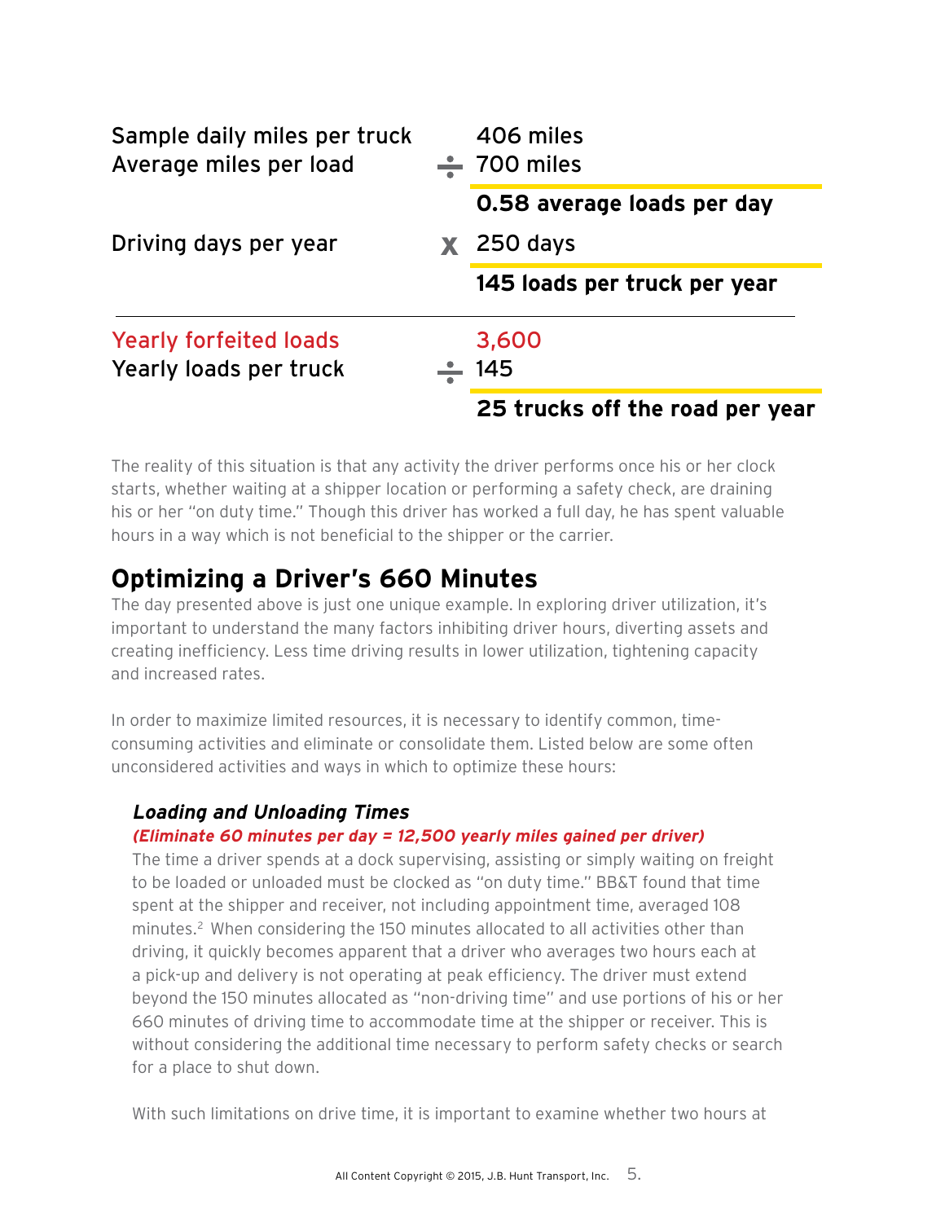| | | |
|---|---|---|
| Sample daily miles per truck | | 406 miles |
| Average miles per load | ÷ | 700 miles |
| | | **0.58 average loads per day** |
| Driving days per year | x | 250 days |
| | | **145 loads per truck per year** |

| | | |
|---|---|---|
| Yearly forfeited loads | | 3,600 |
| Yearly loads per truck | ÷ | 145 |
| | | **25 trucks off the road per year** |

The reality of this situation is that any activity the driver performs once his or her clock starts, whether waiting at a shipper location or performing a safety check, are draining his or her "on duty time." Though this driver has worked a full day, he has spent valuable hours in a way which is not beneficial to the shipper or the carrier.

## Optimizing a Driver's 660 Minutes

The day presented above is just one unique example. In exploring driver utilization, it's important to understand the many factors inhibiting driver hours, diverting assets and creating inefficiency. Less time driving results in lower utilization, tightening capacity and increased rates.

In order to maximize limited resources, it is necessary to identify common, time-consuming activities and eliminate or consolidate them. Listed below are some often unconsidered activities and ways in which to optimize these hours:

### *Loading and Unloading Times*

***(Eliminate 60 minutes per day = 12,500 yearly miles gained per driver)***

The time a driver spends at a dock supervising, assisting or simply waiting on freight to be loaded or unloaded must be clocked as "on duty time." BB&T found that time spent at the shipper and receiver, not including appointment time, averaged 108 minutes.[2] When considering the 150 minutes allocated to all activities other than driving, it quickly becomes apparent that a driver who averages two hours each at a pick-up and delivery is not operating at peak efficiency. The driver must extend beyond the 150 minutes allocated as "non-driving time" and use portions of his or her 660 minutes of driving time to accommodate time at the shipper or receiver. This is without considering the additional time necessary to perform safety checks or search for a place to shut down.

With such limitations on drive time, it is important to examine whether two hours at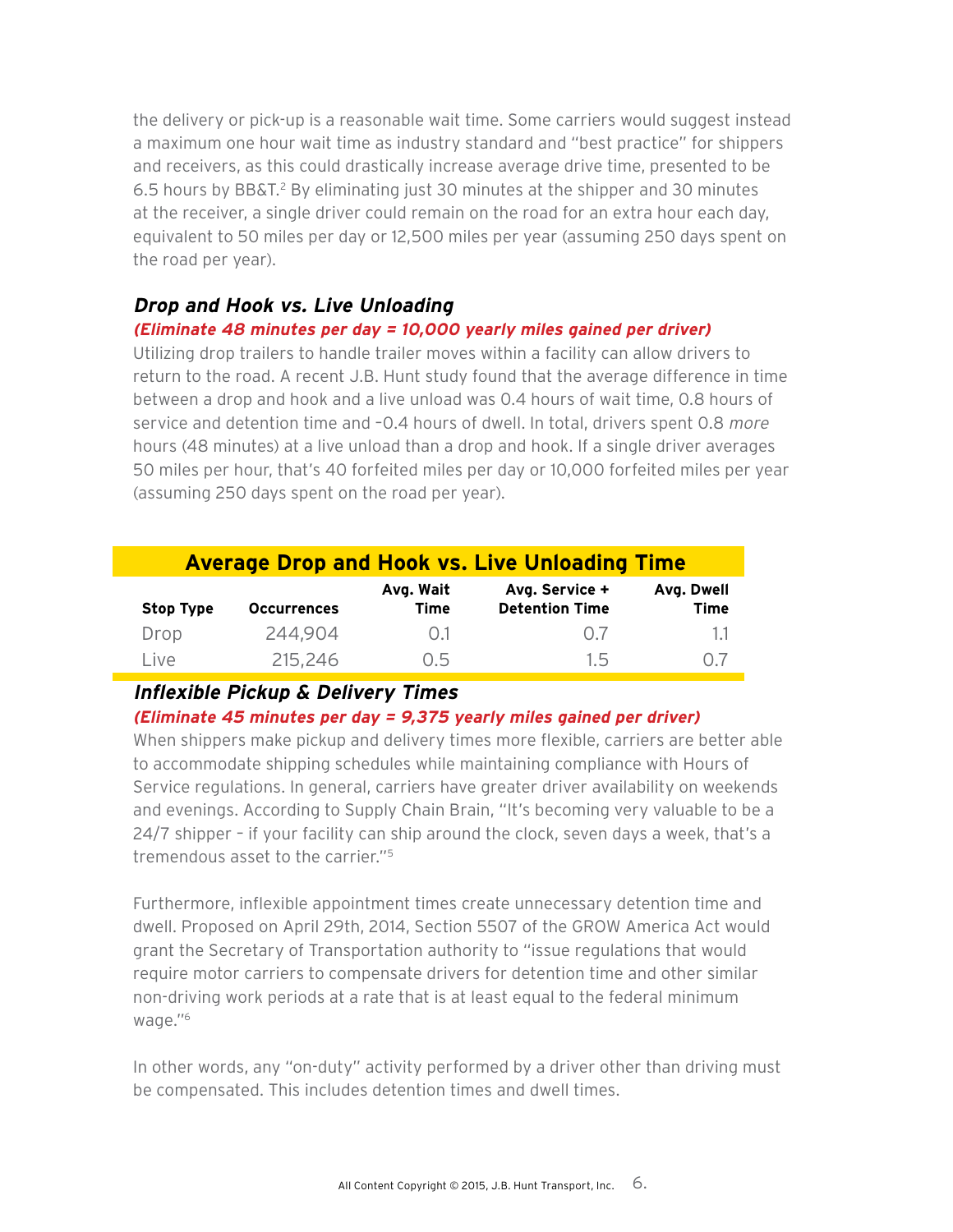the delivery or pick-up is a reasonable wait time. Some carriers would suggest instead a maximum one hour wait time as industry standard and "best practice" for shippers and receivers, as this could drastically increase average drive time, presented to be 6.5 hours by BB&T.[2] By eliminating just 30 minutes at the shipper and 30 minutes at the receiver, a single driver could remain on the road for an extra hour each day, equivalent to 50 miles per day or 12,500 miles per year (assuming 250 days spent on the road per year).

### *Drop and Hook vs. Live Unloading*

***(Eliminate 48 minutes per day = 10,000 yearly miles gained per driver)***

Utilizing drop trailers to handle trailer moves within a facility can allow drivers to return to the road. A recent J.B. Hunt study found that the average difference in time between a drop and hook and a live unload was 0.4 hours of wait time, 0.8 hours of service and detention time and -0.4 hours of dwell. In total, drivers spent 0.8 *more* hours (48 minutes) at a live unload than a drop and hook. If a single driver averages 50 miles per hour, that's 40 forfeited miles per day or 10,000 forfeited miles per year (assuming 250 days spent on the road per year).

**Average Drop and Hook vs. Live Unloading Time**

| Stop Type | Occurrences | Avg. Wait Time | Avg. Service + Detention Time | Avg. Dwell Time |
|---|---|---|---|---|
| Drop | 244,904 | 0.1 | 0.7 | 1.1 |
| Live | 215,246 | 0.5 | 1.5 | 0.7 |

### *Inflexible Pickup & Delivery Times*

***(Eliminate 45 minutes per day = 9,375 yearly miles gained per driver)***

When shippers make pickup and delivery times more flexible, carriers are better able to accommodate shipping schedules while maintaining compliance with Hours of Service regulations. In general, carriers have greater driver availability on weekends and evenings. According to Supply Chain Brain, "It's becoming very valuable to be a 24/7 shipper - if your facility can ship around the clock, seven days a week, that's a tremendous asset to the carrier."[5]

Furthermore, inflexible appointment times create unnecessary detention time and dwell. Proposed on April 29th, 2014, Section 5507 of the GROW America Act would grant the Secretary of Transportation authority to "issue regulations that would require motor carriers to compensate drivers for detention time and other similar non-driving work periods at a rate that is at least equal to the federal minimum wage."[6]

In other words, any "on-duty" activity performed by a driver other than driving must be compensated. This includes detention times and dwell times.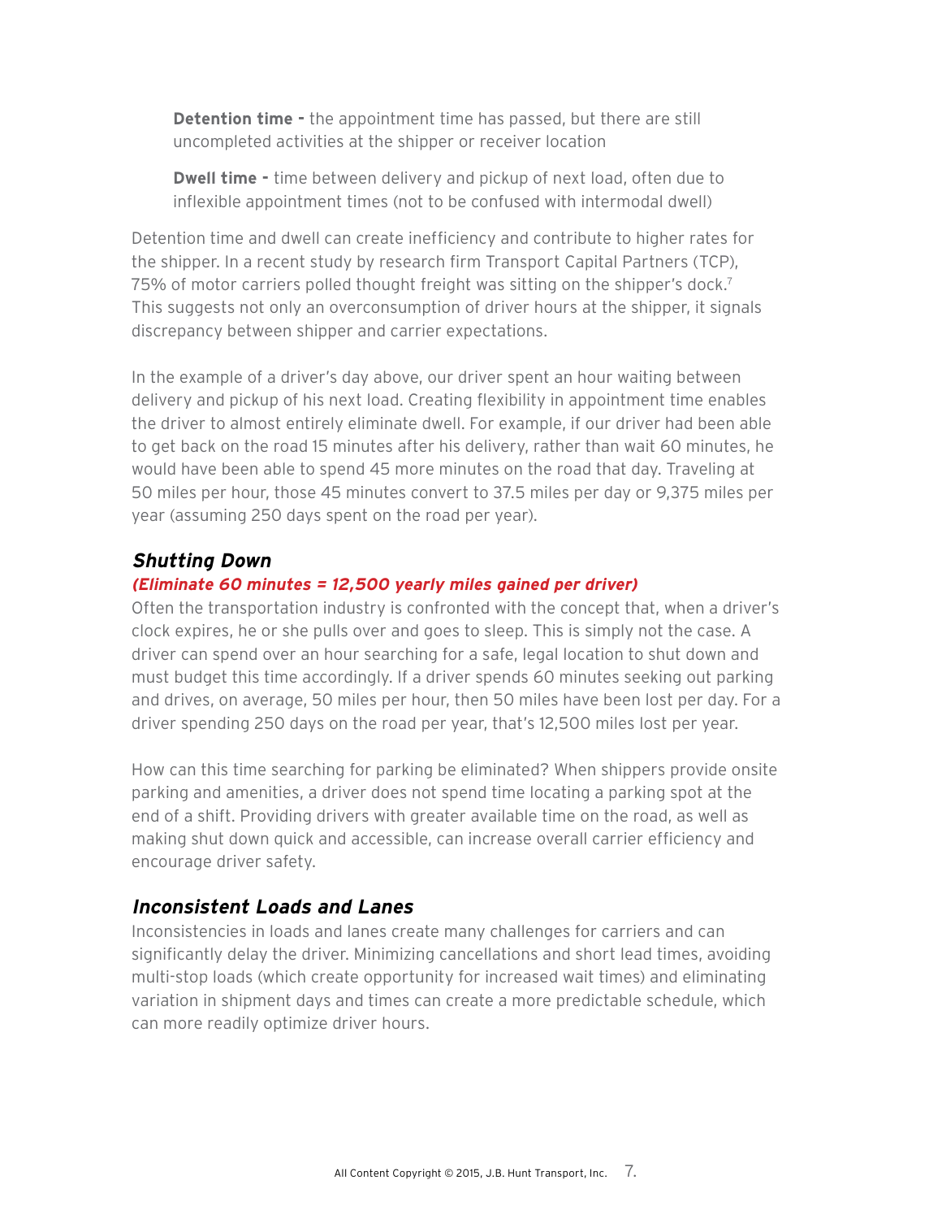> **Detention time -** the appointment time has passed, but there are still uncompleted activities at the shipper or receiver location
>
> **Dwell time -** time between delivery and pickup of next load, often due to inflexible appointment times (not to be confused with intermodal dwell)

Detention time and dwell can create inefficiency and contribute to higher rates for the shipper. In a recent study by research firm Transport Capital Partners (TCP), 75% of motor carriers polled thought freight was sitting on the shipper's dock.[7] This suggests not only an overconsumption of driver hours at the shipper, it signals discrepancy between shipper and carrier expectations.

In the example of a driver's day above, our driver spent an hour waiting between delivery and pickup of his next load. Creating flexibility in appointment time enables the driver to almost entirely eliminate dwell. For example, if our driver had been able to get back on the road 15 minutes after his delivery, rather than wait 60 minutes, he would have been able to spend 45 more minutes on the road that day. Traveling at 50 miles per hour, those 45 minutes convert to 37.5 miles per day or 9,375 miles per year (assuming 250 days spent on the road per year).

### *Shutting Down*

***(Eliminate 60 minutes = 12,500 yearly miles gained per driver)***

Often the transportation industry is confronted with the concept that, when a driver's clock expires, he or she pulls over and goes to sleep. This is simply not the case. A driver can spend over an hour searching for a safe, legal location to shut down and must budget this time accordingly. If a driver spends 60 minutes seeking out parking and drives, on average, 50 miles per hour, then 50 miles have been lost per day. For a driver spending 250 days on the road per year, that's 12,500 miles lost per year.

How can this time searching for parking be eliminated? When shippers provide onsite parking and amenities, a driver does not spend time locating a parking spot at the end of a shift. Providing drivers with greater available time on the road, as well as making shut down quick and accessible, can increase overall carrier efficiency and encourage driver safety.

### *Inconsistent Loads and Lanes*

Inconsistencies in loads and lanes create many challenges for carriers and can significantly delay the driver. Minimizing cancellations and short lead times, avoiding multi-stop loads (which create opportunity for increased wait times) and eliminating variation in shipment days and times can create a more predictable schedule, which can more readily optimize driver hours.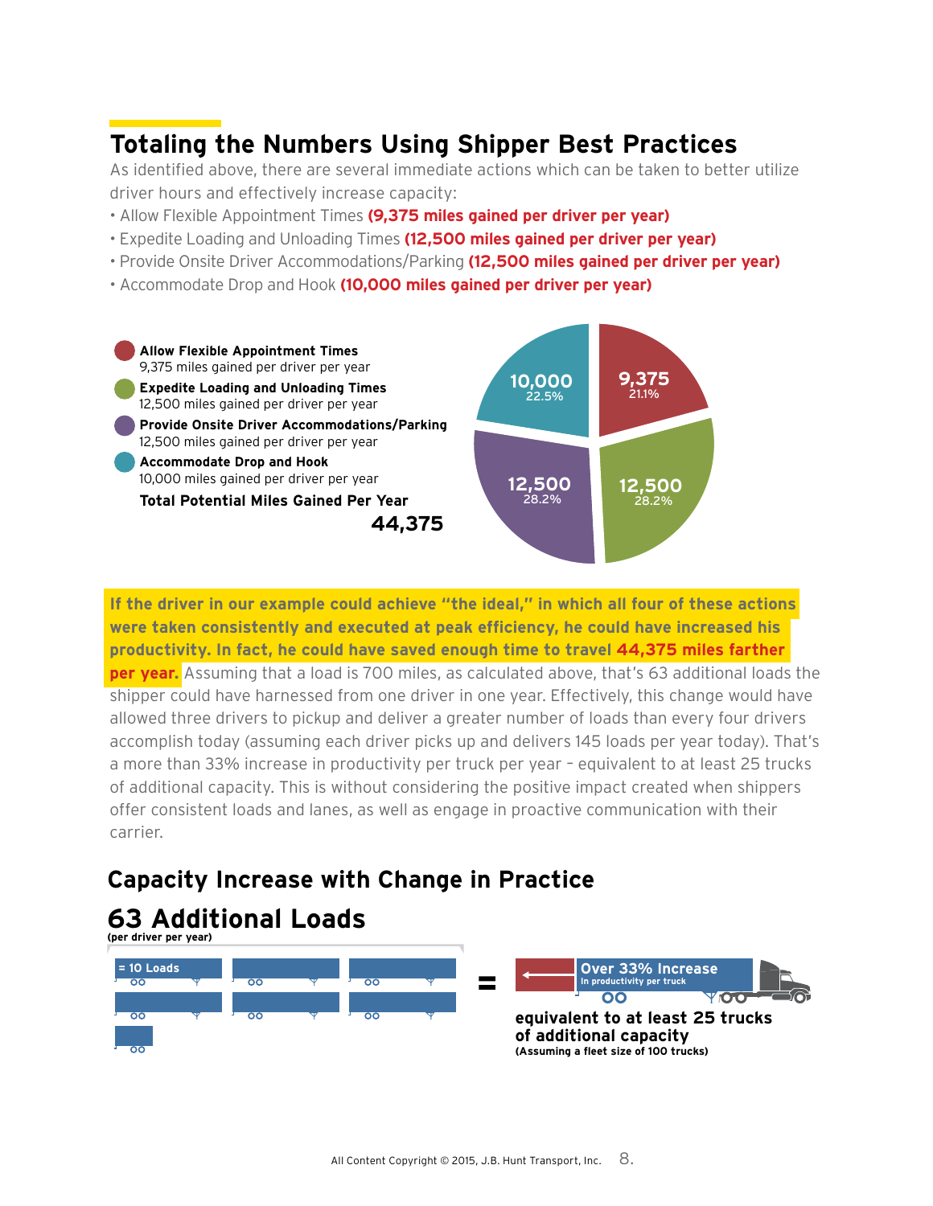## Totaling the Numbers Using Shipper Best Practices

As identified above, there are several immediate actions which can be taken to better utilize driver hours and effectively increase capacity:

- Allow Flexible Appointment Times **(9,375 miles gained per driver per year)**
- Expedite Loading and Unloading Times **(12,500 miles gained per driver per year)**
- Provide Onsite Driver Accommodations/Parking **(12,500 miles gained per driver per year)**
- Accommodate Drop and Hook **(10,000 miles gained per driver per year)**

**Allow Flexible Appointment Times**
9,375 miles gained per driver per year

**Expedite Loading and Unloading Times**
12,500 miles gained per driver per year

**Provide Onsite Driver Accommodations/Parking**
12,500 miles gained per driver per year

**Accommodate Drop and Hook**
10,000 miles gained per driver per year

**Total Potential Miles Gained Per Year**

**44,375**

10,000 22.5%
9,375 21.1%
12,500 28.2%
12,500 28.2%

**If the driver in our example could achieve "the ideal," in which all four of these actions were taken consistently and executed at peak efficiency, he could have increased his productivity. In fact, he could have saved enough time to travel 44,375 miles farther per year.** Assuming that a load is 700 miles, as calculated above, that's 63 additional loads the shipper could have harnessed from one driver in one year. Effectively, this change would have allowed three drivers to pickup and deliver a greater number of loads than every four drivers accomplish today (assuming each driver picks up and delivers 145 loads per year today). That's a more than 33% increase in productivity per truck per year – equivalent to at least 25 trucks of additional capacity. This is without considering the positive impact created when shippers offer consistent loads and lanes, as well as engage in proactive communication with their carrier.

## Capacity Increase with Change in Practice

## 63 Additional Loads

**(per driver per year)**

= 10 Loads

=

**Over 33% Increase**
**In productivity per truck**

**equivalent to at least 25 trucks of additional capacity**
**(Assuming a fleet size of 100 trucks)**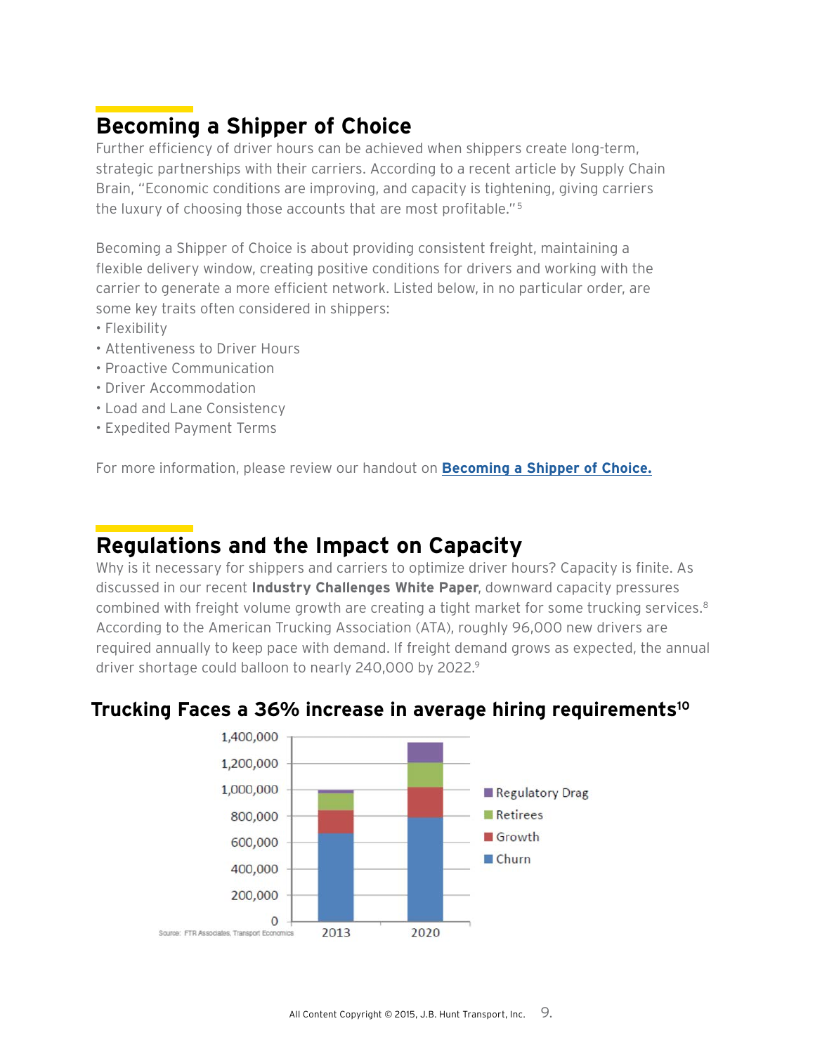## Becoming a Shipper of Choice

Further efficiency of driver hours can be achieved when shippers create long-term, strategic partnerships with their carriers. According to a recent article by Supply Chain Brain, "Economic conditions are improving, and capacity is tightening, giving carriers the luxury of choosing those accounts that are most profitable."[5]

Becoming a Shipper of Choice is about providing consistent freight, maintaining a flexible delivery window, creating positive conditions for drivers and working with the carrier to generate a more efficient network. Listed below, in no particular order, are some key traits often considered in shippers:

- Flexibility
- Attentiveness to Driver Hours
- Proactive Communication
- Driver Accommodation
- Load and Lane Consistency
- Expedited Payment Terms

For more information, please review our handout on **Becoming a Shipper of Choice.**

## Regulations and the Impact on Capacity

Why is it necessary for shippers and carriers to optimize driver hours? Capacity is finite. As discussed in our recent **Industry Challenges White Paper**, downward capacity pressures combined with freight volume growth are creating a tight market for some trucking services.[8] According to the American Trucking Association (ATA), roughly 96,000 new drivers are required annually to keep pace with demand. If freight demand grows as expected, the annual driver shortage could balloon to nearly 240,000 by 2022.[9]

### Trucking Faces a 36% increase in average hiring requirements[10]

Source: FTR Associates, Transport Economics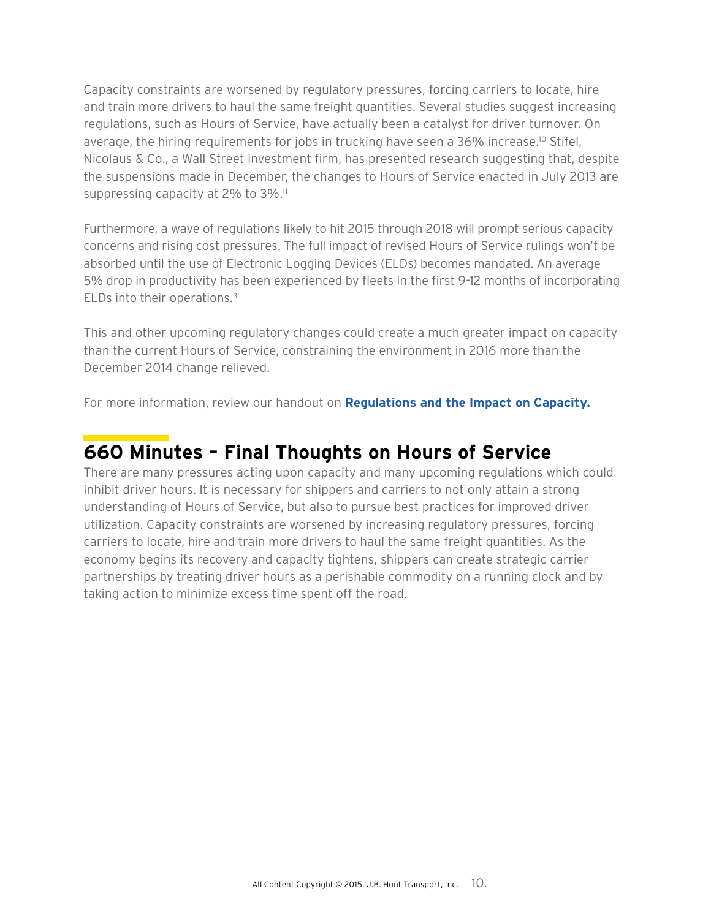Capacity constraints are worsened by regulatory pressures, forcing carriers to locate, hire and train more drivers to haul the same freight quantities. Several studies suggest increasing regulations, such as Hours of Service, have actually been a catalyst for driver turnover. On average, the hiring requirements for jobs in trucking have seen a 36% increase.[10] Stifel, Nicolaus & Co., a Wall Street investment firm, has presented research suggesting that, despite the suspensions made in December, the changes to Hours of Service enacted in July 2013 are suppressing capacity at 2% to 3%.[11]

Furthermore, a wave of regulations likely to hit 2015 through 2018 will prompt serious capacity concerns and rising cost pressures. The full impact of revised Hours of Service rulings won't be absorbed until the use of Electronic Logging Devices (ELDs) becomes mandated. An average 5% drop in productivity has been experienced by fleets in the first 9-12 months of incorporating ELDs into their operations.[3]

This and other upcoming regulatory changes could create a much greater impact on capacity than the current Hours of Service, constraining the environment in 2016 more than the December 2014 change relieved.

For more information, review our handout on **Regulations and the Impact on Capacity.**

## 660 Minutes – Final Thoughts on Hours of Service

There are many pressures acting upon capacity and many upcoming regulations which could inhibit driver hours. It is necessary for shippers and carriers to not only attain a strong understanding of Hours of Service, but also to pursue best practices for improved driver utilization. Capacity constraints are worsened by increasing regulatory pressures, forcing carriers to locate, hire and train more drivers to haul the same freight quantities. As the economy begins its recovery and capacity tightens, shippers can create strategic carrier partnerships by treating driver hours as a perishable commodity on a running clock and by taking action to minimize excess time spent off the road.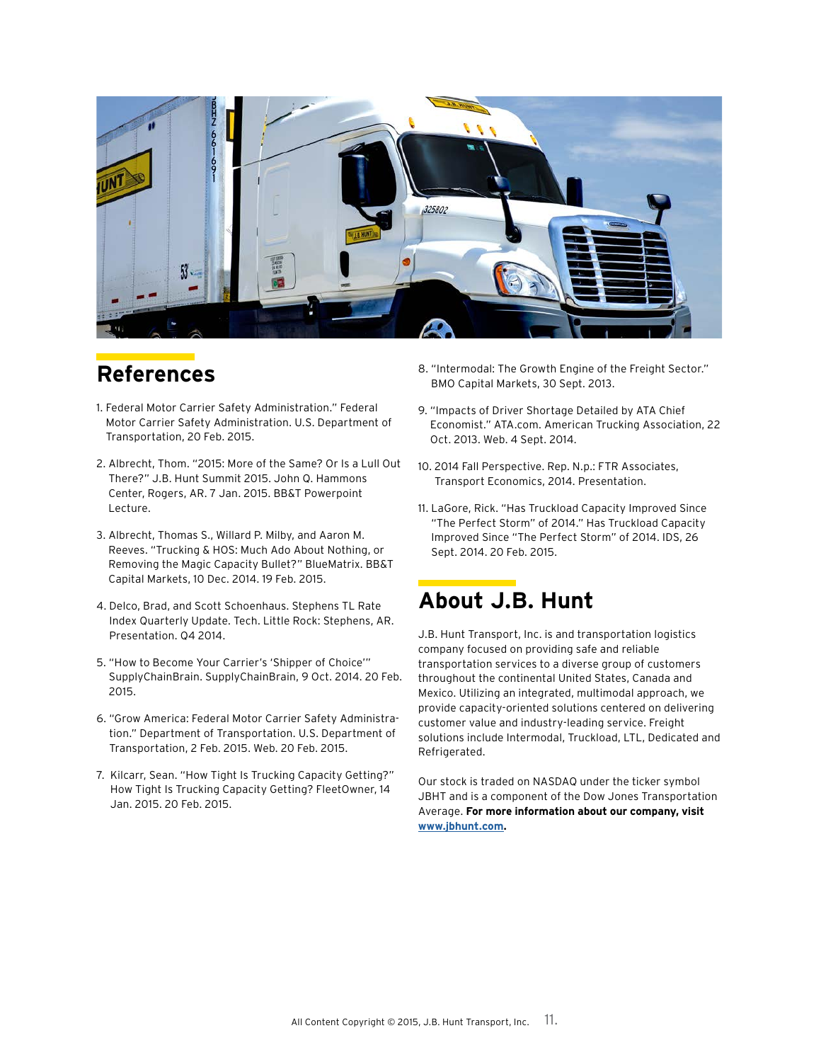## References

1. Federal Motor Carrier Safety Administration." Federal Motor Carrier Safety Administration. U.S. Department of Transportation, 20 Feb. 2015.

2. Albrecht, Thom. "2015: More of the Same? Or Is a Lull Out There?" J.B. Hunt Summit 2015. John Q. Hammons Center, Rogers, AR. 7 Jan. 2015. BB&T Powerpoint Lecture.

3. Albrecht, Thomas S., Willard P. Milby, and Aaron M. Reeves. "Trucking & HOS: Much Ado About Nothing, or Removing the Magic Capacity Bullet?" BlueMatrix. BB&T Capital Markets, 10 Dec. 2014. 19 Feb. 2015.

4. Delco, Brad, and Scott Schoenhaus. Stephens TL Rate Index Quarterly Update. Tech. Little Rock: Stephens, AR. Presentation. Q4 2014.

5. "How to Become Your Carrier's 'Shipper of Choice'" SupplyChainBrain. SupplyChainBrain, 9 Oct. 2014. 20 Feb. 2015.

6. "Grow America: Federal Motor Carrier Safety Administration." Department of Transportation. U.S. Department of Transportation, 2 Feb. 2015. Web. 20 Feb. 2015.

7. Kilcarr, Sean. "How Tight Is Trucking Capacity Getting?" How Tight Is Trucking Capacity Getting? FleetOwner, 14 Jan. 2015. 20 Feb. 2015.

8. "Intermodal: The Growth Engine of the Freight Sector." BMO Capital Markets, 30 Sept. 2013.

9. "Impacts of Driver Shortage Detailed by ATA Chief Economist." ATA.com. American Trucking Association, 22 Oct. 2013. Web. 4 Sept. 2014.

10. 2014 Fall Perspective. Rep. N.p.: FTR Associates, Transport Economics, 2014. Presentation.

11. LaGore, Rick. "Has Truckload Capacity Improved Since "The Perfect Storm" of 2014." Has Truckload Capacity Improved Since "The Perfect Storm" of 2014. IDS, 26 Sept. 2014. 20 Feb. 2015.

## About J.B. Hunt

J.B. Hunt Transport, Inc. is and transportation logistics company focused on providing safe and reliable transportation services to a diverse group of customers throughout the continental United States, Canada and Mexico. Utilizing an integrated, multimodal approach, we provide capacity-oriented solutions centered on delivering customer value and industry-leading service. Freight solutions include Intermodal, Truckload, LTL, Dedicated and Refrigerated.

Our stock is traded on NASDAQ under the ticker symbol JBHT and is a component of the Dow Jones Transportation Average. **For more information about our company, visit [www.jbhunt.com](http://www.jbhunt.com).**

All Content Copyright © 2015, J.B. Hunt Transport, Inc.